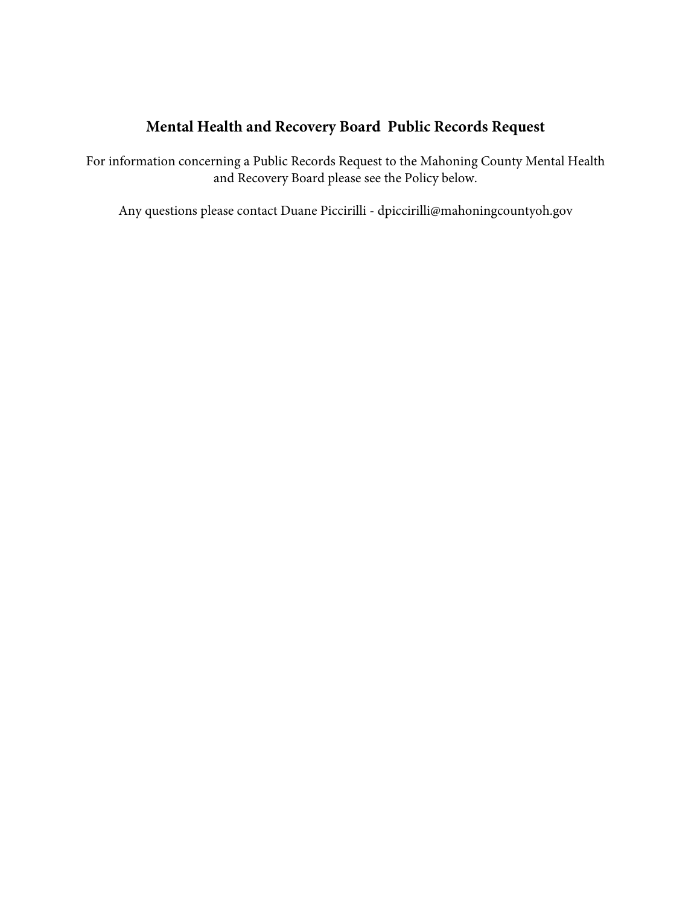# Mental Health and Recovery Board Public Records Request

For information concerning a Public Records Request to the Mahoning County Mental Health and Recovery Board please see the Policy below.

Any questions please contact Duane Piccirilli - dpiccirilli@mahoningcountyoh.gov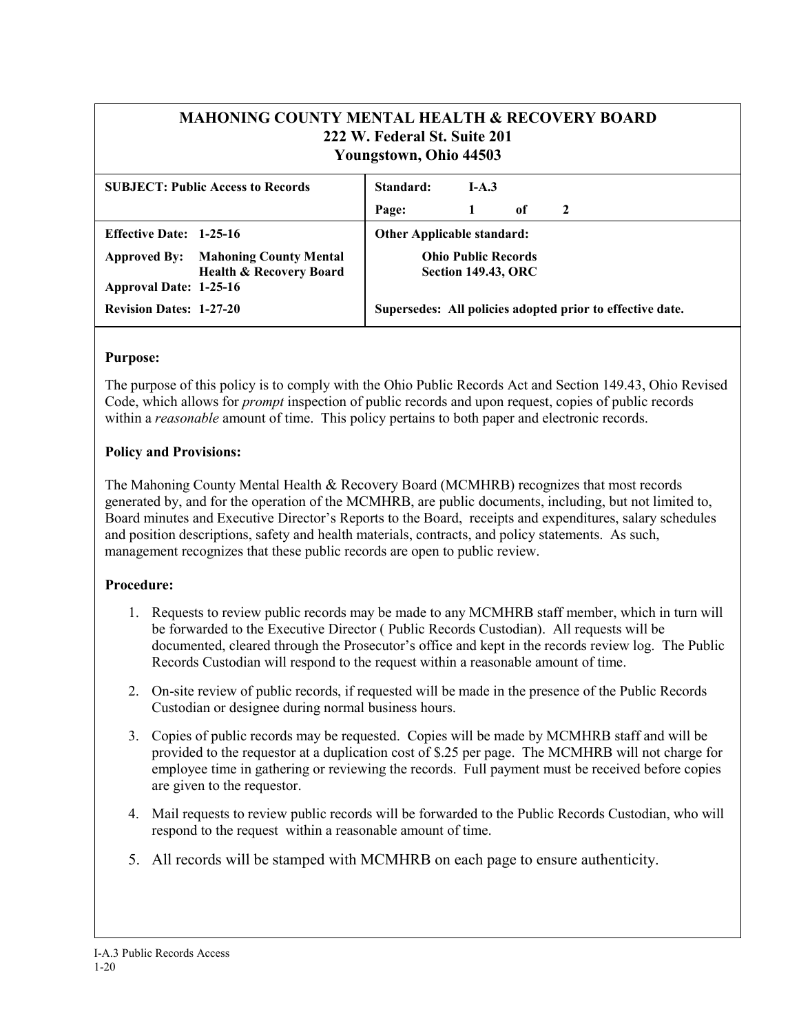# MAHONING COUNTY MENTAL HEALTH & RECOVERY BOARD
**222 W. Federal St. Suite 201**
**Youngstown, Ohio 44503**

| **SUBJECT: Public Access to Records** | **Standard: I-A.3** |
|---|---|
| | **Page: 1 of 2** |
| **Effective Date: 1-25-16** | **Other Applicable standard:** |
| **Approved By: Mahoning County Mental Health & Recovery Board** | **Ohio Public Records Section 149.43, ORC** |
| **Approval Date: 1-25-16** | |
| **Revision Dates: 1-27-20** | **Supersedes: All policies adopted prior to effective date.** |

**Purpose:**

The purpose of this policy is to comply with the Ohio Public Records Act and Section 149.43, Ohio Revised Code, which allows for *prompt* inspection of public records and upon request, copies of public records within a *reasonable* amount of time. This policy pertains to both paper and electronic records.

**Policy and Provisions:**

The Mahoning County Mental Health & Recovery Board (MCMHRB) recognizes that most records generated by, and for the operation of the MCMHRB, are public documents, including, but not limited to, Board minutes and Executive Director's Reports to the Board, receipts and expenditures, salary schedules and position descriptions, safety and health materials, contracts, and policy statements. As such, management recognizes that these public records are open to public review.

**Procedure:**

1. Requests to review public records may be made to any MCMHRB staff member, which in turn will be forwarded to the Executive Director ( Public Records Custodian). All requests will be documented, cleared through the Prosecutor's office and kept in the records review log. The Public Records Custodian will respond to the request within a reasonable amount of time.
2. On-site review of public records, if requested will be made in the presence of the Public Records Custodian or designee during normal business hours.
3. Copies of public records may be requested. Copies will be made by MCMHRB staff and will be provided to the requestor at a duplication cost of $.25 per page. The MCMHRB will not charge for employee time in gathering or reviewing the records. Full payment must be received before copies are given to the requestor.
4. Mail requests to review public records will be forwarded to the Public Records Custodian, who will respond to the request within a reasonable amount of time.
5. All records will be stamped with MCMHRB on each page to ensure authenticity.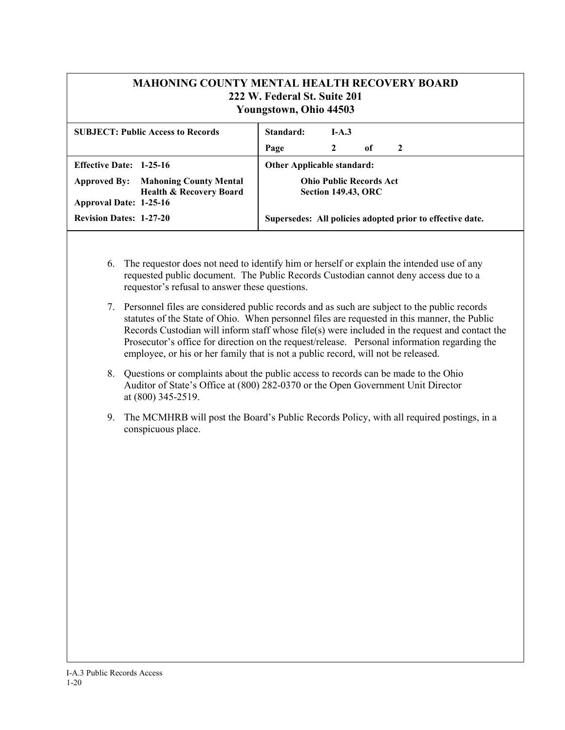# MAHONING COUNTY MENTAL HEALTH RECOVERY BOARD
**222 W. Federal St. Suite 201**
**Youngstown, Ohio 44503**

| | |
|---|---|
| **SUBJECT: Public Access to Records** | **Standard: I-A.3** |
| | **Page 2 of 2** |
| **Effective Date: 1-25-16** | **Other Applicable standard:** |
| **Approved By: Mahoning County Mental Health & Recovery Board** | **Ohio Public Records Act Section 149.43, ORC** |
| **Approval Date: 1-25-16** | |
| **Revision Dates: 1-27-20** | **Supersedes: All policies adopted prior to effective date.** |

6. The requestor does not need to identify him or herself or explain the intended use of any requested public document. The Public Records Custodian cannot deny access due to a requestor's refusal to answer these questions.

7. Personnel files are considered public records and as such are subject to the public records statutes of the State of Ohio. When personnel files are requested in this manner, the Public Records Custodian will inform staff whose file(s) were included in the request and contact the Prosecutor's office for direction on the request/release. Personal information regarding the employee, or his or her family that is not a public record, will not be released.

8. Questions or complaints about the public access to records can be made to the Ohio Auditor of State's Office at (800) 282-0370 or the Open Government Unit Director at (800) 345-2519.

9. The MCMHRB will post the Board's Public Records Policy, with all required postings, in a conspicuous place.